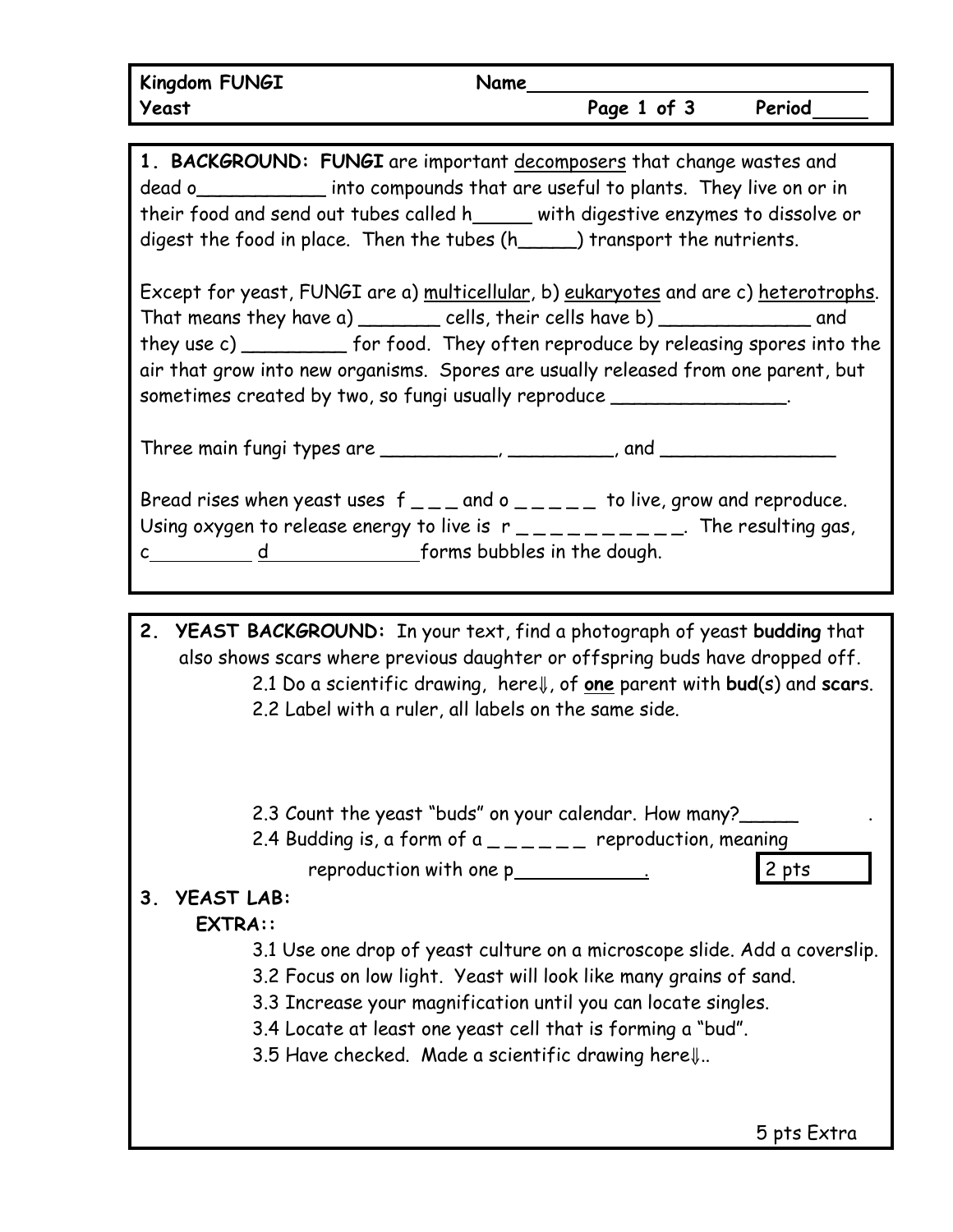**Kingdom FUNGI** **Name**\_\_\_\_\_\_\_\_\_\_\_\_\_\_\_\_\_\_\_\_\_\_\_\_\_\_\_\_\_\_

**Yeast** **Period**\_\_\_\_\_

**1. BACKGROUND: FUNGI** are important decomposers that change wastes and dead o\_\_\_\_\_\_\_\_\_\_\_ into compounds that are useful to plants. They live on or in their food and send out tubes called h\_\_\_\_\_ with digestive enzymes to dissolve or digest the food in place. Then the tubes (h\_\_\_\_\_) transport the nutrients.

Except for yeast, FUNGI are a) multicellular, b) eukaryotes and are c) heterotrophs. That means they have a) \_\_\_\_\_\_\_ cells, their cells have b) \_\_\_\_\_\_\_\_\_\_\_\_\_ and they use c) \_\_\_\_\_\_\_\_\_ for food. They often reproduce by releasing spores into the air that grow into new organisms. Spores are usually released from one parent, but sometimes created by two, so fungi usually reproduce \_\_\_\_\_\_\_\_\_\_\_\_\_\_\_\_.

Three main fungi types are \_\_\_\_\_\_\_\_\_\_, \_\_\_\_\_\_\_\_\_, and \_\_\_\_\_\_\_\_\_\_\_\_\_\_\_\_

Bread rises when yeast uses f \_ \_ \_ and o \_ \_ \_ \_ \_ to live, grow and reproduce. Using oxygen to release energy to live is r \_ \_ \_ \_ \_ \_ \_ \_ \_ \_. The resulting gas, c\_\_\_\_\_\_\_\_\_ d\_\_\_\_\_\_\_\_\_\_\_\_\_forms bubbles in the dough.

**2. YEAST BACKGROUND:** In your text, find a photograph of yeast **budding** that also shows scars where previous daughter or offspring buds have dropped off.

2.1 Do a scientific drawing, here⇓, of **one** parent with **bud**(s) and **scars**.

2.2 Label with a ruler, all labels on the same side.

2.3 Count the yeast "buds" on your calendar. How many?\_\_\_\_\_ .

2.4 Budding is, a form of a \_ \_ \_ \_ \_ \_ reproduction, meaning reproduction with one p\_\_\_\_\_\_\_\_\_\_\_.

2 pts

**3. YEAST LAB:**

**EXTRA::**

3.1 Use one drop of yeast culture on a microscope slide. Add a coverslip.

3.2 Focus on low light. Yeast will look like many grains of sand.

3.3 Increase your magnification until you can locate singles.

3.4 Locate at least one yeast cell that is forming a "bud".

3.5 Have checked. Made a scientific drawing here⇓..

5 pts Extra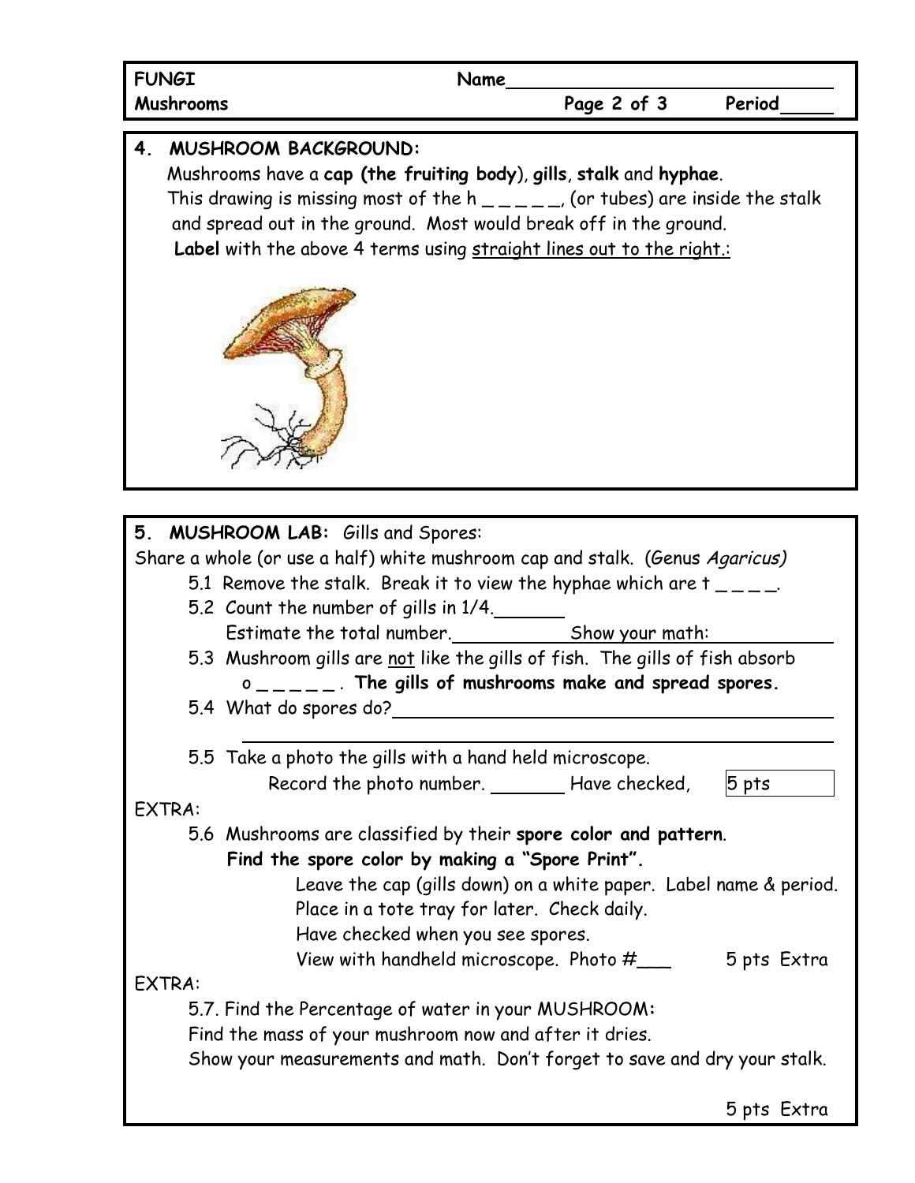| FUNGI | Name_______________________ | |
|---|---|---|
| Mushrooms | Page 2 of 3 | Period_____ |

## 4. MUSHROOM BACKGROUND:

Mushrooms have a **cap (the fruiting body)**, **gills**, **stalk** and **hyphae**.
This drawing is missing most of the h _ _ _ _ _, (or tubes) are inside the stalk and spread out in the ground. Most would break off in the ground.
**Label** with the above 4 terms using straight lines out to the right.:

## 5. MUSHROOM LAB: Gills and Spores:

Share a whole (or use a half) white mushroom cap and stalk. (Genus *Agaricus)*

5.1 Remove the stalk. Break it to view the hyphae which are t _ _ _ _.

5.2 Count the number of gills in 1/4.______
Estimate the total number.__________ Show your math:___________

5.3 Mushroom gills are not like the gills of fish. The gills of fish absorb o _ _ _ _ _. **The gills of mushrooms make and spread spores.**

5.4 What do spores do?________________________________________

________________________________________________

5.5 Take a photo the gills with a hand held microscope.
Record the photo number. _______ Have checked, 5 pts

EXTRA:

5.6 Mushrooms are classified by their **spore color and pattern**.
**Find the spore color by making a "Spore Print".**
Leave the cap (gills down) on a white paper. Label name & period.
Place in a tote tray for later. Check daily.
Have checked when you see spores.
View with handheld microscope. Photo #___ 5 pts Extra

EXTRA:

5.7. Find the Percentage of water in your MUSHROOM:
Find the mass of your mushroom now and after it dries.
Show your measurements and math. Don't forget to save and dry your stalk.

5 pts Extra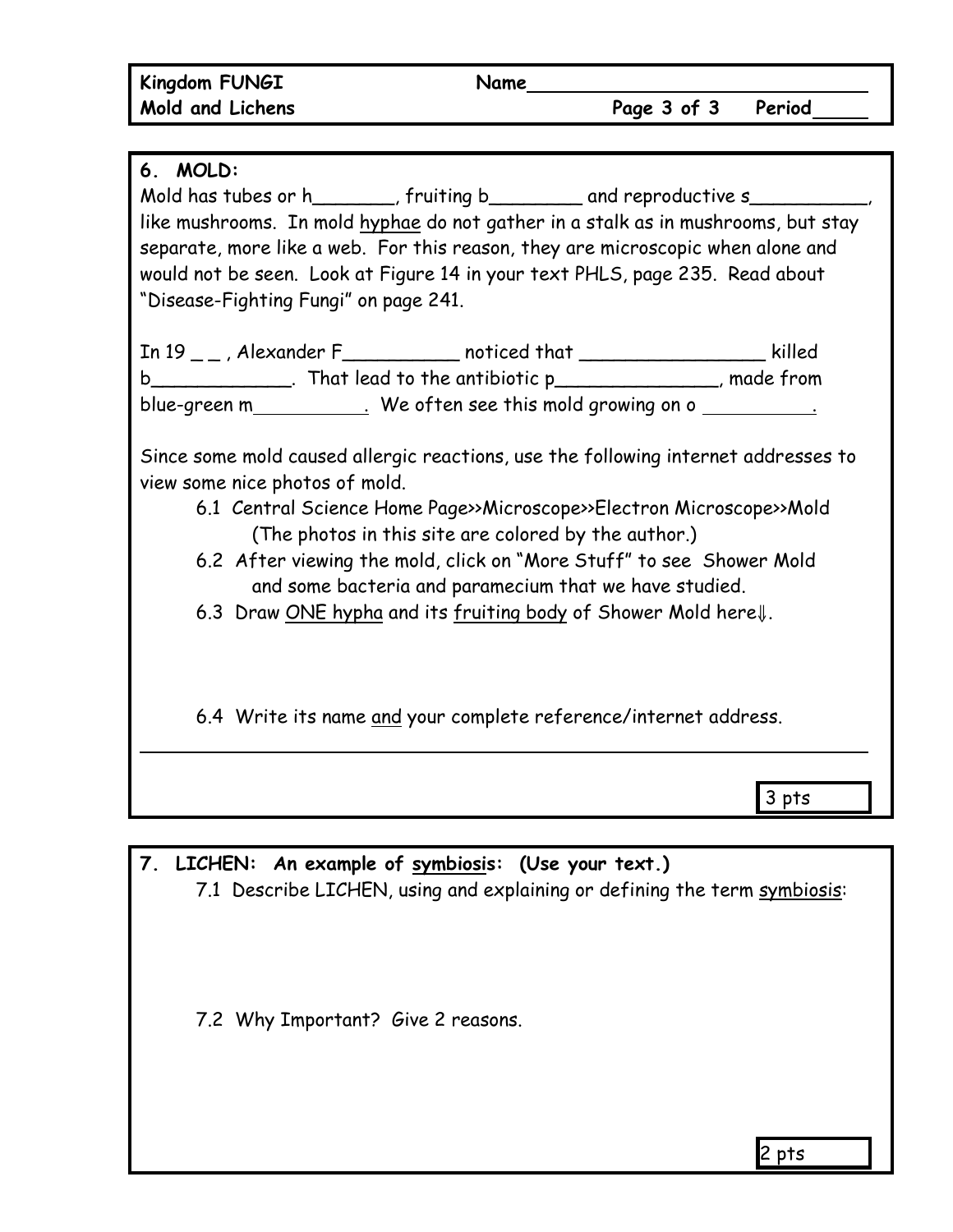| | | |
|---|---|---|
| **Kingdom FUNGI** | **Name**________________________________ | |
| **Mold and Lichens** | **Page 3 of 3** | **Period**_____ |

**6. MOLD:**

Mold has tubes or h_______, fruiting b________ and reproductive s__________, like mushrooms. In mold hyphae do not gather in a stalk as in mushrooms, but stay separate, more like a web. For this reason, they are microscopic when alone and would not be seen. Look at Figure 14 in your text PHLS, page 235. Read about "Disease-Fighting Fungi" on page 241.

In 19 _ _ , Alexander F__________ noticed that ________________ killed b____________. That lead to the antibiotic p______________, made from blue-green m__________. We often see this mold growing on o __________.

Since some mold caused allergic reactions, use the following internet addresses to view some nice photos of mold.

6.1 Central Science Home Page>>Microscope>>Electron Microscope>>Mold (The photos in this site are colored by the author.)

6.2 After viewing the mold, click on "More Stuff" to see Shower Mold and some bacteria and paramecium that we have studied.

6.3 Draw ONE hypha and its fruiting body of Shower Mold here⇓.

6.4 Write its name and your complete reference/internet address.

______________________________________________________________________

3 pts

**7. LICHEN: An example of symbiosis: (Use your text.)**

7.1 Describe LICHEN, using and explaining or defining the term symbiosis:

7.2 Why Important? Give 2 reasons.

2 pts